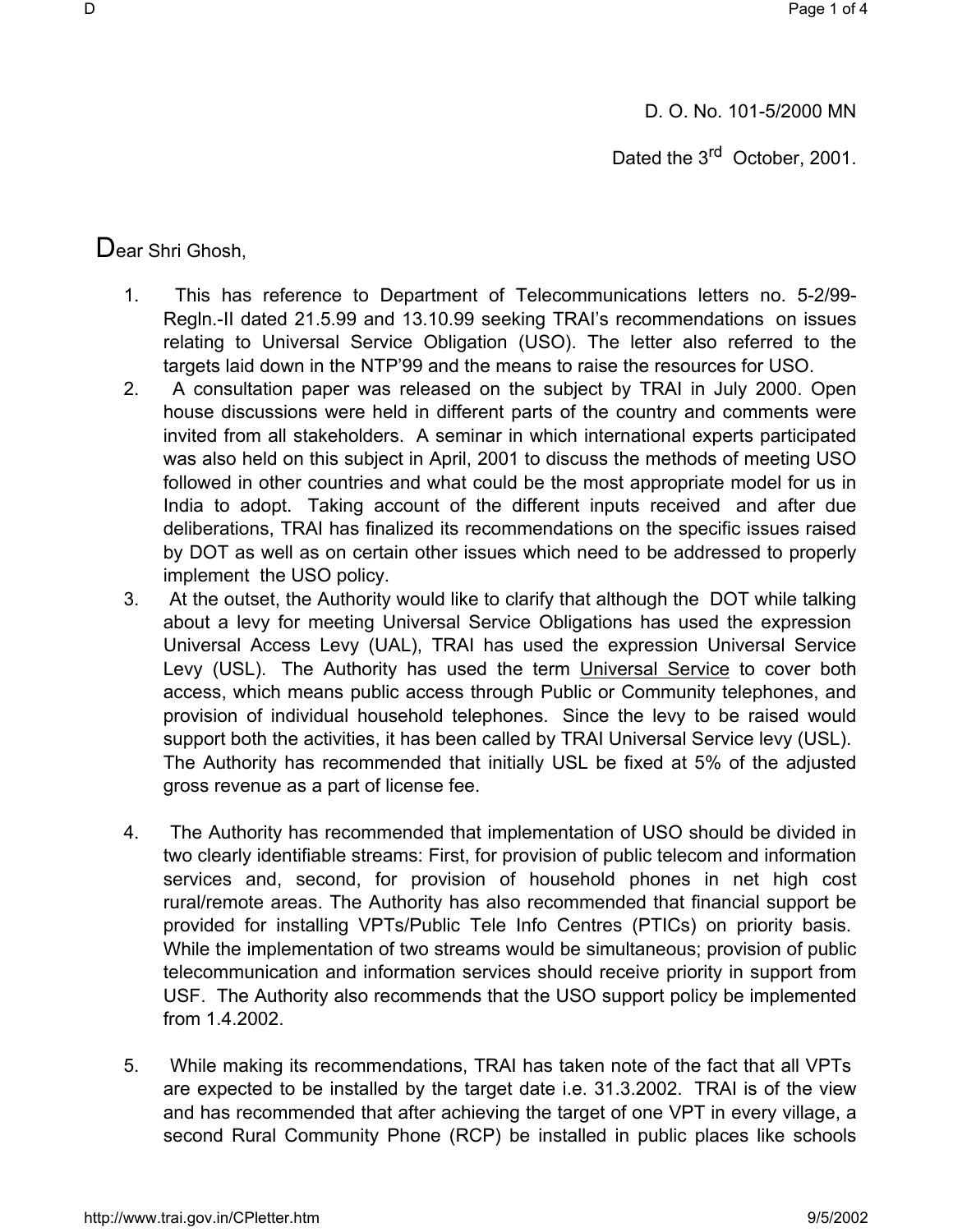D. O. No. 101-5/2000 MN

Dated the 3rd October, 2001.

Dear Shri Ghosh,

1. This has reference to Department of Telecommunications letters no. 5-2/99-Regln.-II dated 21.5.99 and 13.10.99 seeking TRAI's recommendations on issues relating to Universal Service Obligation (USO). The letter also referred to the targets laid down in the NTP'99 and the means to raise the resources for USO.
2. A consultation paper was released on the subject by TRAI in July 2000. Open house discussions were held in different parts of the country and comments were invited from all stakeholders. A seminar in which international experts participated was also held on this subject in April, 2001 to discuss the methods of meeting USO followed in other countries and what could be the most appropriate model for us in India to adopt. Taking account of the different inputs received and after due deliberations, TRAI has finalized its recommendations on the specific issues raised by DOT as well as on certain other issues which need to be addressed to properly implement the USO policy.
3. At the outset, the Authority would like to clarify that although the DOT while talking about a levy for meeting Universal Service Obligations has used the expression Universal Access Levy (UAL), TRAI has used the expression Universal Service Levy (USL). The Authority has used the term Universal Service to cover both access, which means public access through Public or Community telephones, and provision of individual household telephones. Since the levy to be raised would support both the activities, it has been called by TRAI Universal Service levy (USL). The Authority has recommended that initially USL be fixed at 5% of the adjusted gross revenue as a part of license fee.

4. The Authority has recommended that implementation of USO should be divided in two clearly identifiable streams: First, for provision of public telecom and information services and, second, for provision of household phones in net high cost rural/remote areas. The Authority has also recommended that financial support be provided for installing VPTs/Public Tele Info Centres (PTICs) on priority basis. While the implementation of two streams would be simultaneous; provision of public telecommunication and information services should receive priority in support from USF. The Authority also recommends that the USO support policy be implemented from 1.4.2002.

5. While making its recommendations, TRAI has taken note of the fact that all VPTs are expected to be installed by the target date i.e. 31.3.2002. TRAI is of the view and has recommended that after achieving the target of one VPT in every village, a second Rural Community Phone (RCP) be installed in public places like schools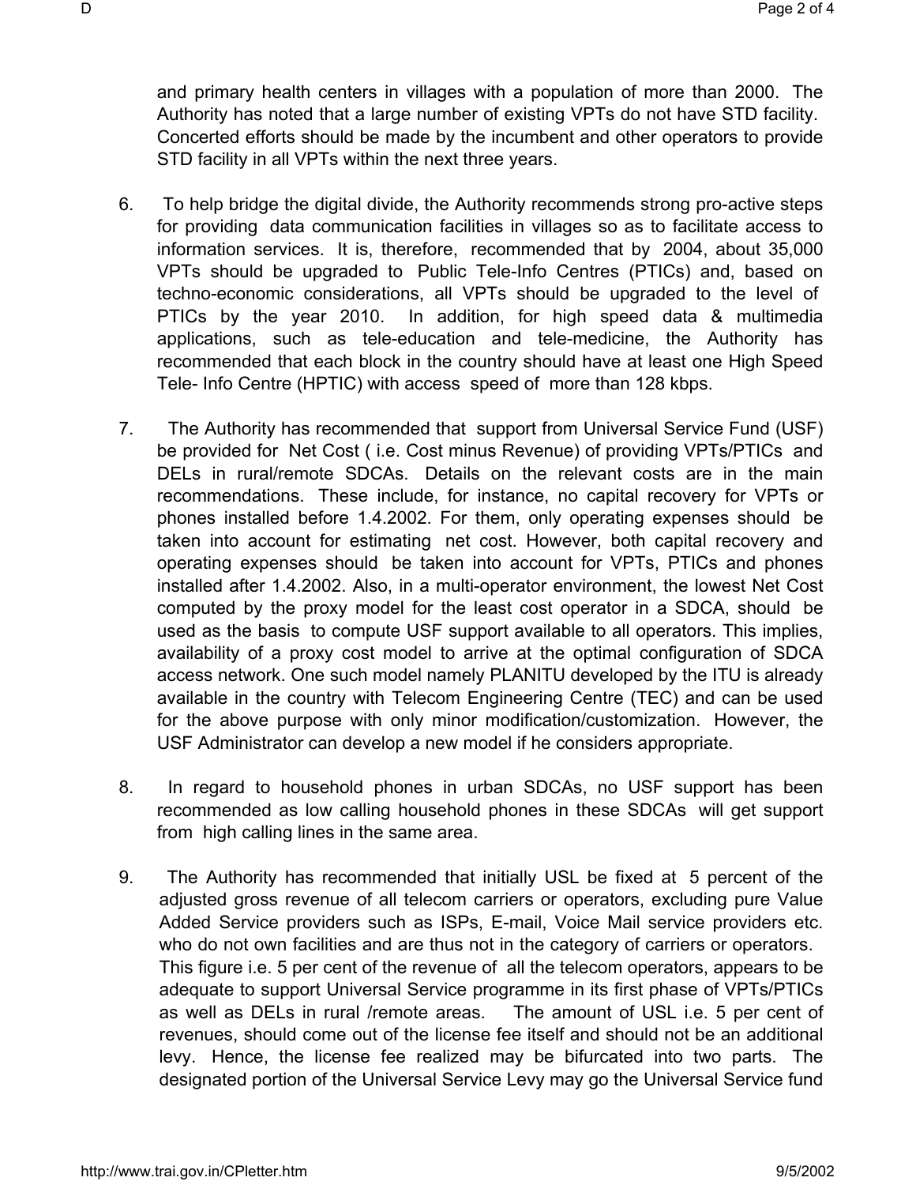and primary health centers in villages with a population of more than 2000. The Authority has noted that a large number of existing VPTs do not have STD facility. Concerted efforts should be made by the incumbent and other operators to provide STD facility in all VPTs within the next three years.

6. To help bridge the digital divide, the Authority recommends strong pro-active steps for providing data communication facilities in villages so as to facilitate access to information services. It is, therefore, recommended that by 2004, about 35,000 VPTs should be upgraded to Public Tele-Info Centres (PTICs) and, based on techno-economic considerations, all VPTs should be upgraded to the level of PTICs by the year 2010. In addition, for high speed data & multimedia applications, such as tele-education and tele-medicine, the Authority has recommended that each block in the country should have at least one High Speed Tele- Info Centre (HPTIC) with access speed of more than 128 kbps.

7. The Authority has recommended that support from Universal Service Fund (USF) be provided for Net Cost ( i.e. Cost minus Revenue) of providing VPTs/PTICs and DELs in rural/remote SDCAs. Details on the relevant costs are in the main recommendations. These include, for instance, no capital recovery for VPTs or phones installed before 1.4.2002. For them, only operating expenses should be taken into account for estimating net cost. However, both capital recovery and operating expenses should be taken into account for VPTs, PTICs and phones installed after 1.4.2002. Also, in a multi-operator environment, the lowest Net Cost computed by the proxy model for the least cost operator in a SDCA, should be used as the basis to compute USF support available to all operators. This implies, availability of a proxy cost model to arrive at the optimal configuration of SDCA access network. One such model namely PLANITU developed by the ITU is already available in the country with Telecom Engineering Centre (TEC) and can be used for the above purpose with only minor modification/customization. However, the USF Administrator can develop a new model if he considers appropriate.

8. In regard to household phones in urban SDCAs, no USF support has been recommended as low calling household phones in these SDCAs will get support from high calling lines in the same area.

9. The Authority has recommended that initially USL be fixed at 5 percent of the adjusted gross revenue of all telecom carriers or operators, excluding pure Value Added Service providers such as ISPs, E-mail, Voice Mail service providers etc. who do not own facilities and are thus not in the category of carriers or operators. This figure i.e. 5 per cent of the revenue of all the telecom operators, appears to be adequate to support Universal Service programme in its first phase of VPTs/PTICs as well as DELs in rural /remote areas. The amount of USL i.e. 5 per cent of revenues, should come out of the license fee itself and should not be an additional levy. Hence, the license fee realized may be bifurcated into two parts. The designated portion of the Universal Service Levy may go the Universal Service fund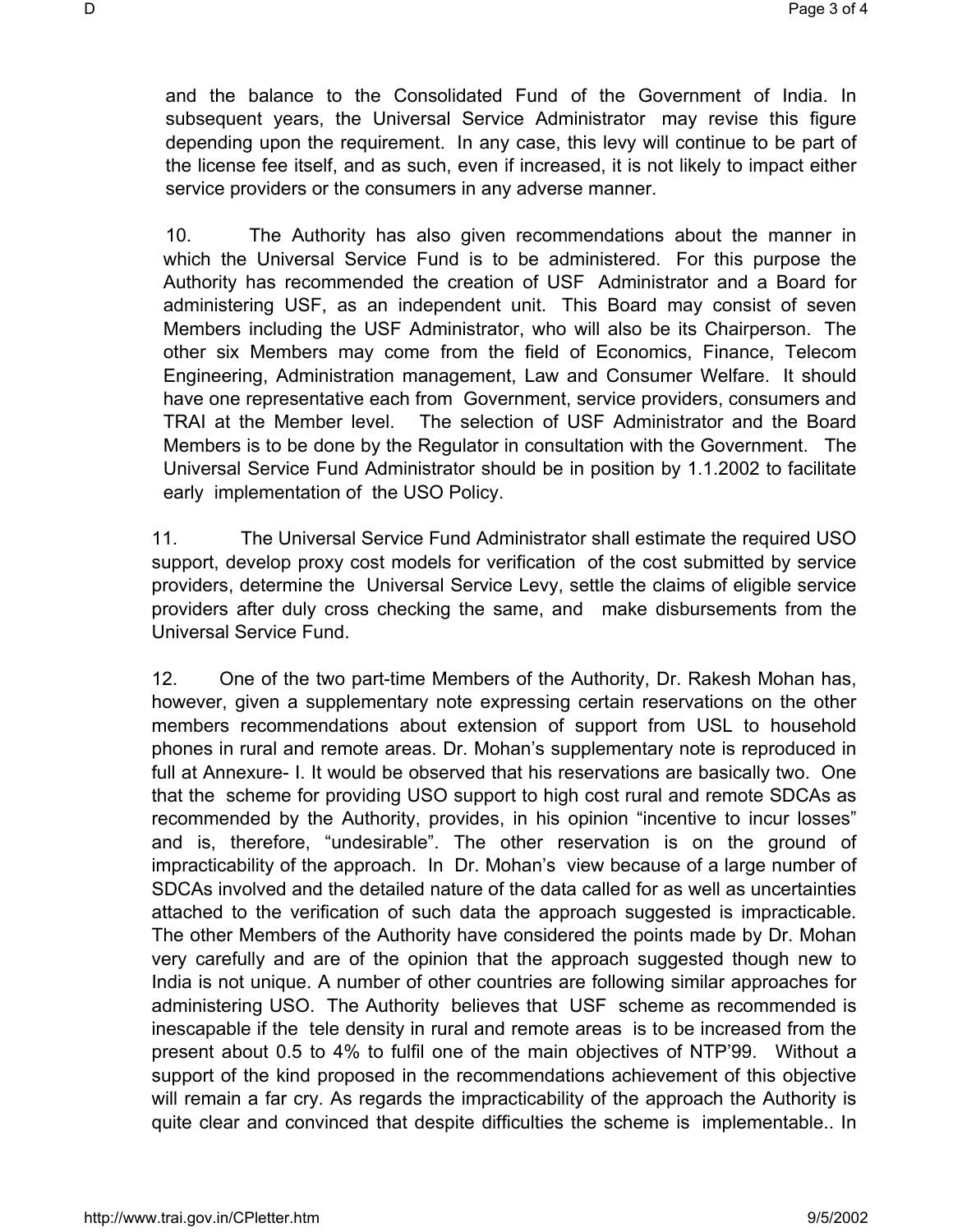and the balance to the Consolidated Fund of the Government of India. In subsequent years, the Universal Service Administrator may revise this figure depending upon the requirement. In any case, this levy will continue to be part of the license fee itself, and as such, even if increased, it is not likely to impact either service providers or the consumers in any adverse manner.

10. The Authority has also given recommendations about the manner in which the Universal Service Fund is to be administered. For this purpose the Authority has recommended the creation of USF Administrator and a Board for administering USF, as an independent unit. This Board may consist of seven Members including the USF Administrator, who will also be its Chairperson. The other six Members may come from the field of Economics, Finance, Telecom Engineering, Administration management, Law and Consumer Welfare. It should have one representative each from Government, service providers, consumers and TRAI at the Member level. The selection of USF Administrator and the Board Members is to be done by the Regulator in consultation with the Government. The Universal Service Fund Administrator should be in position by 1.1.2002 to facilitate early implementation of the USO Policy.

11. The Universal Service Fund Administrator shall estimate the required USO support, develop proxy cost models for verification of the cost submitted by service providers, determine the Universal Service Levy, settle the claims of eligible service providers after duly cross checking the same, and make disbursements from the Universal Service Fund.

12. One of the two part-time Members of the Authority, Dr. Rakesh Mohan has, however, given a supplementary note expressing certain reservations on the other members recommendations about extension of support from USL to household phones in rural and remote areas. Dr. Mohan's supplementary note is reproduced in full at Annexure- I. It would be observed that his reservations are basically two. One that the scheme for providing USO support to high cost rural and remote SDCAs as recommended by the Authority, provides, in his opinion "incentive to incur losses" and is, therefore, "undesirable". The other reservation is on the ground of impracticability of the approach. In Dr. Mohan's view because of a large number of SDCAs involved and the detailed nature of the data called for as well as uncertainties attached to the verification of such data the approach suggested is impracticable. The other Members of the Authority have considered the points made by Dr. Mohan very carefully and are of the opinion that the approach suggested though new to India is not unique. A number of other countries are following similar approaches for administering USO. The Authority believes that USF scheme as recommended is inescapable if the tele density in rural and remote areas is to be increased from the present about 0.5 to 4% to fulfil one of the main objectives of NTP'99. Without a support of the kind proposed in the recommendations achievement of this objective will remain a far cry. As regards the impracticability of the approach the Authority is quite clear and convinced that despite difficulties the scheme is implementable.. In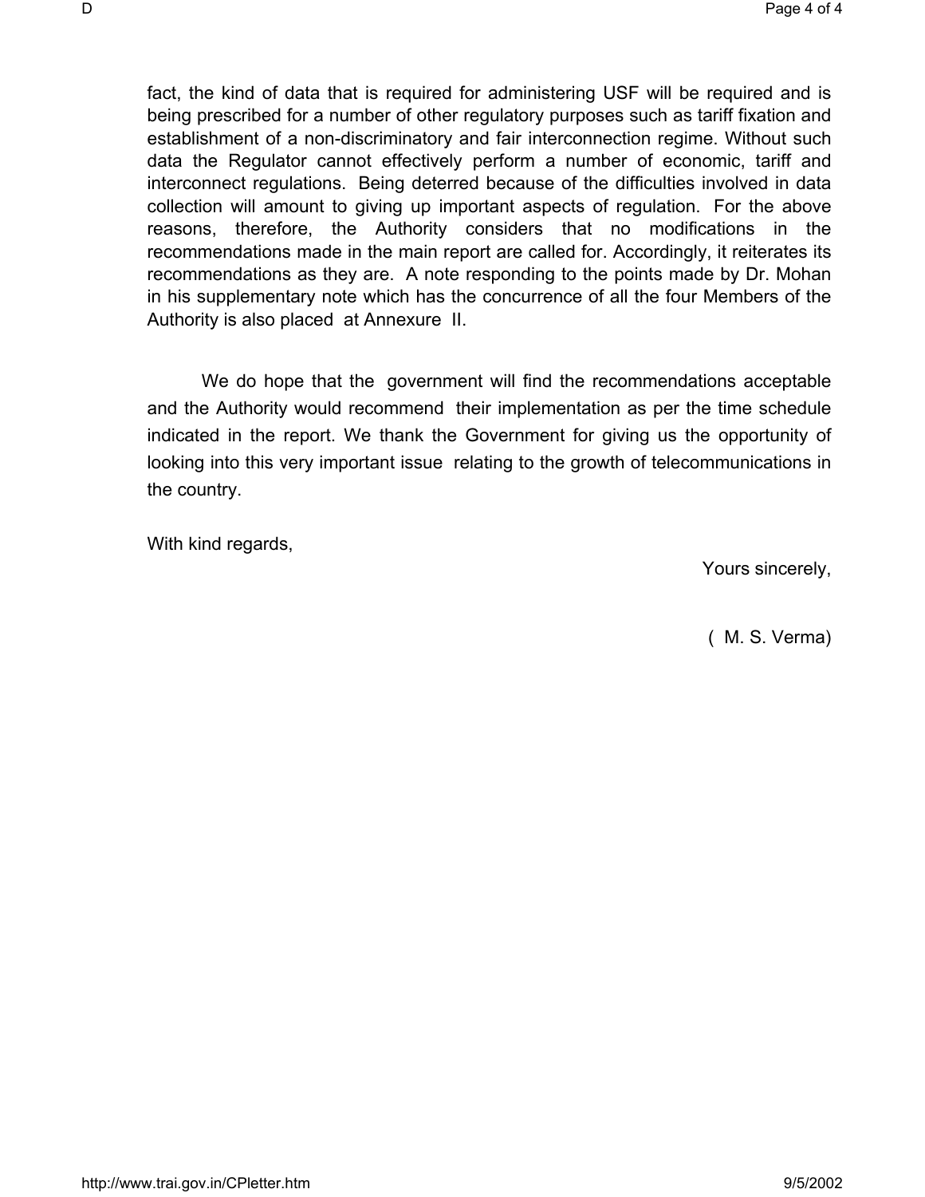fact, the kind of data that is required for administering USF will be required and is being prescribed for a number of other regulatory purposes such as tariff fixation and establishment of a non-discriminatory and fair interconnection regime. Without such data the Regulator cannot effectively perform a number of economic, tariff and interconnect regulations. Being deterred because of the difficulties involved in data collection will amount to giving up important aspects of regulation. For the above reasons, therefore, the Authority considers that no modifications in the recommendations made in the main report are called for. Accordingly, it reiterates its recommendations as they are. A note responding to the points made by Dr. Mohan in his supplementary note which has the concurrence of all the four Members of the Authority is also placed at Annexure II.

We do hope that the government will find the recommendations acceptable and the Authority would recommend their implementation as per the time schedule indicated in the report. We thank the Government for giving us the opportunity of looking into this very important issue relating to the growth of telecommunications in the country.

With kind regards,

Yours sincerely,

( M. S. Verma)